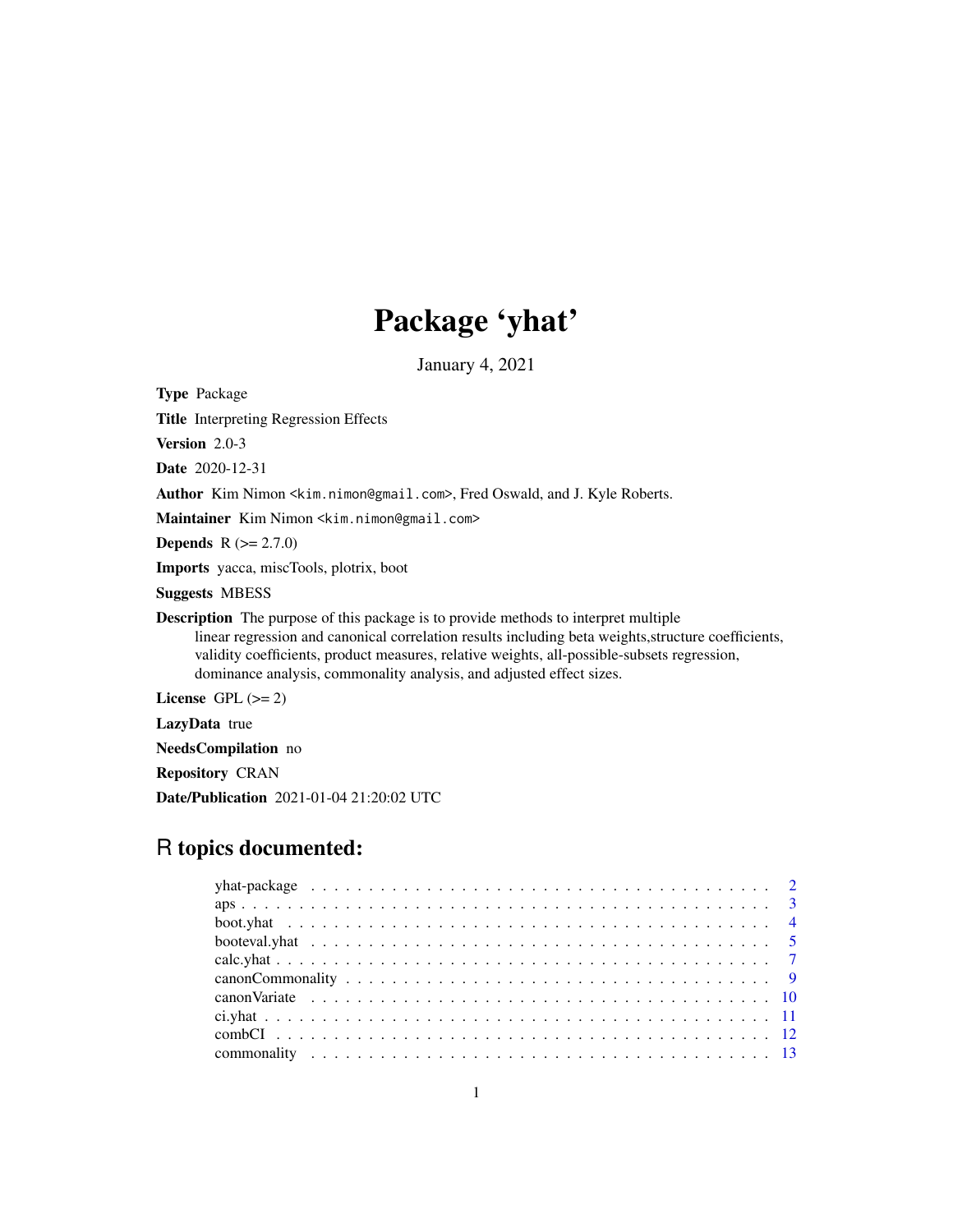# Package 'yhat'

January 4, 2021

**Type** Package

**Title** Interpreting Regression Effects

**Version** 2.0-3

**Date** 2020-12-31

**Author** Kim Nimon <kim.nimon@gmail.com>, Fred Oswald, and J. Kyle Roberts.

**Maintainer** Kim Nimon <kim.nimon@gmail.com>

**Depends** R (>= 2.7.0)

**Imports** yacca, miscTools, plotrix, boot

**Suggests** MBESS

**Description** The purpose of this package is to provide methods to interpret multiple linear regression and canonical correlation results including beta weights,structure coefficients, validity coefficients, product measures, relative weights, all-possible-subsets regression, dominance analysis, commonality analysis, and adjusted effect sizes.

**License** GPL (>= 2)

**LazyData** true

**NeedsCompilation** no

**Repository** CRAN

**Date/Publication** 2021-01-04 21:20:02 UTC

## R topics documented:

| | |
|---|---|
| yhat-package | 2 |
| aps | 3 |
| boot.yhat | 4 |
| booteval.yhat | 5 |
| calc.yhat | 7 |
| canonCommonality | 9 |
| canonVariate | 10 |
| ci.yhat | 11 |
| combCI | 12 |
| commonality | 13 |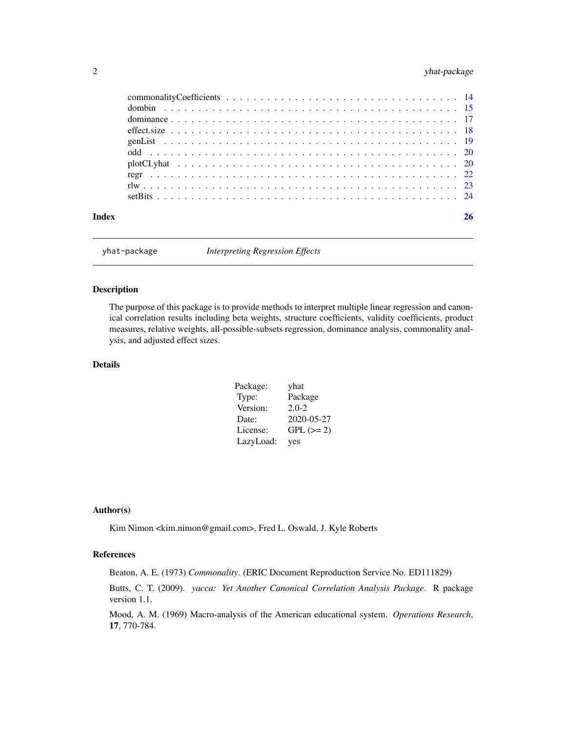| | |
|---|---|
| commonalityCoefficients | 14 |
| dombin | 15 |
| dominance | 17 |
| effect.size | 18 |
| genList | 19 |
| odd | 20 |
| plotCI.yhat | 20 |
| regr | 22 |
| rlw | 23 |
| setBits | 24 |

**Index** **26**

---

`yhat-package` *Interpreting Regression Effects*

---

## Description

The purpose of this package is to provide methods to interpret multiple linear regression and canonical correlation results including beta weights, structure coefficients, validity coefficients, product measures, relative weights, all-possible-subsets regression, dominance analysis, commonality analysis, and adjusted effect sizes.

## Details

| | |
|---|---|
| Package: | yhat |
| Type: | Package |
| Version: | 2.0-2 |
| Date: | 2020-05-27 |
| License: | GPL (>= 2) |
| LazyLoad: | yes |

## Author(s)

Kim Nimon <kim.nimon@gmail.com>, Fred L. Oswald, J. Kyle Roberts

## References

Beaton, A. E. (1973) *Commonality*. (ERIC Document Reproduction Service No. ED111829)

Butts, C. T. (2009). *yacca: Yet Another Canonical Correlation Analysis Package*. R package version 1.1.

Mood, A. M. (1969) Macro-analysis of the American educational system. *Operations Research*, **17**, 770-784.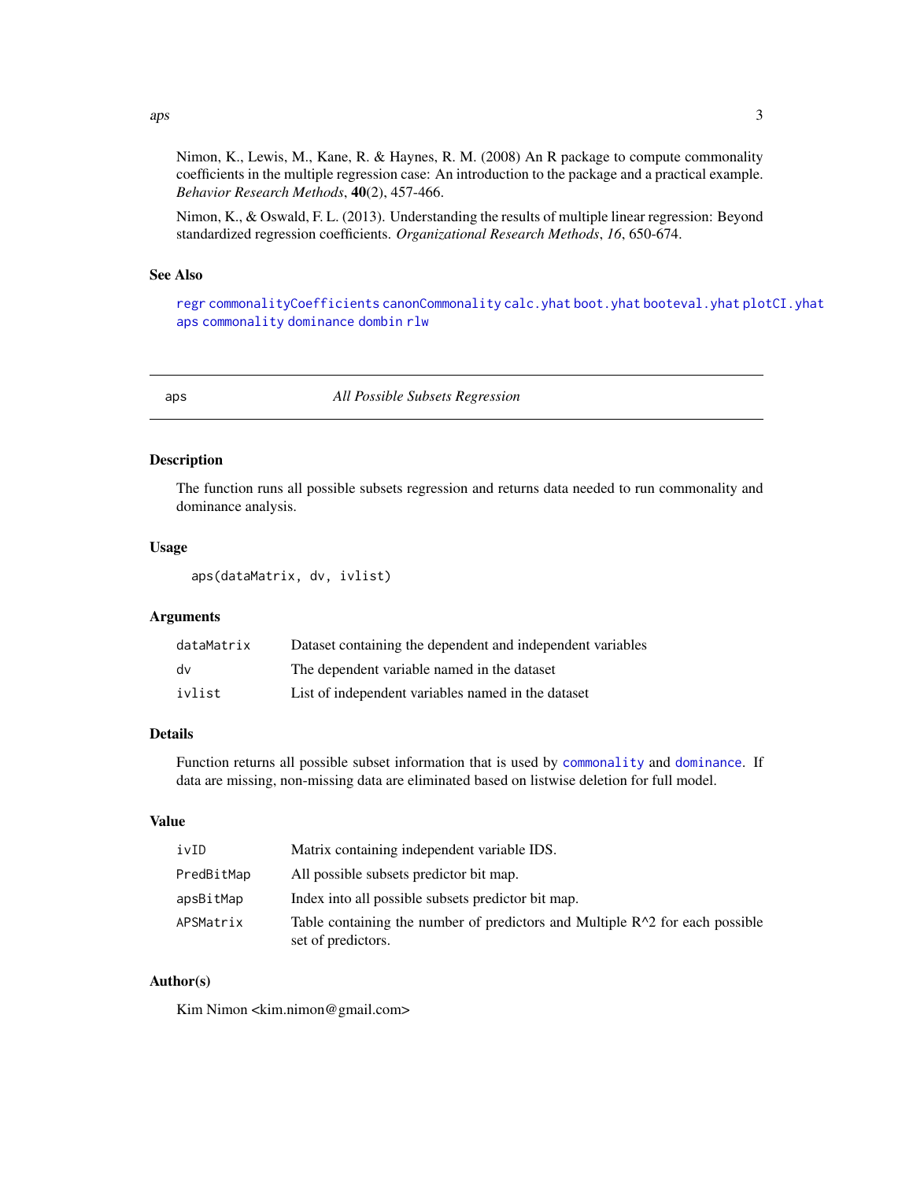Nimon, K., Lewis, M., Kane, R. & Haynes, R. M. (2008) An R package to compute commonality coefficients in the multiple regression case: An introduction to the package and a practical example. *Behavior Research Methods*, **40**(2), 457-466.

Nimon, K., & Oswald, F. L. (2013). Understanding the results of multiple linear regression: Beyond standardized regression coefficients. *Organizational Research Methods*, *16*, 650-674.

### See Also

`regr` `commonalityCoefficients` `canonCommonality` `calc.yhat` `boot.yhat` `booteval.yhat` `plotCI.yhat` `aps` `commonality` `dominance` `dombin` `rlw`

---

## aps — *All Possible Subsets Regression*

---

### Description

The function runs all possible subsets regression and returns data needed to run commonality and dominance analysis.

### Usage

```
aps(dataMatrix, dv, ivlist)
```

### Arguments

| | |
|---|---|
| `dataMatrix` | Dataset containing the dependent and independent variables |
| `dv` | The dependent variable named in the dataset |
| `ivlist` | List of independent variables named in the dataset |

### Details

Function returns all possible subset information that is used by `commonality` and `dominance`. If data are missing, non-missing data are eliminated based on listwise deletion for full model.

### Value

| | |
|---|---|
| `ivID` | Matrix containing independent variable IDS. |
| `PredBitMap` | All possible subsets predictor bit map. |
| `apsBitMap` | Index into all possible subsets predictor bit map. |
| `APSMatrix` | Table containing the number of predictors and Multiple R^2 for each possible set of predictors. |

### Author(s)

Kim Nimon <kim.nimon@gmail.com>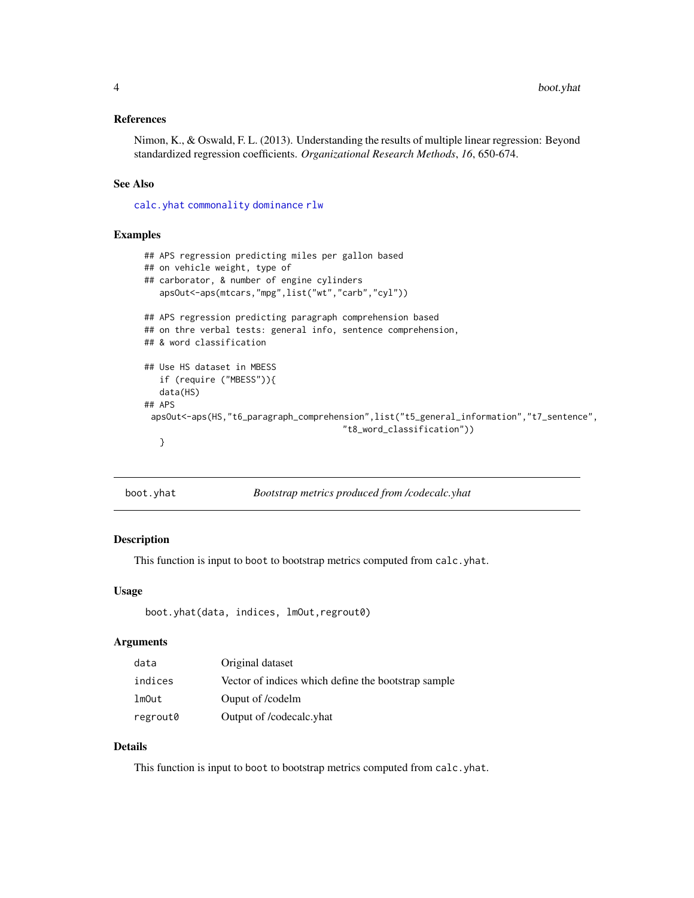### References

Nimon, K., & Oswald, F. L. (2013). Understanding the results of multiple linear regression: Beyond standardized regression coefficients. *Organizational Research Methods*, *16*, 650-674.

### See Also

calc.yhat commonality dominance rlw

### Examples

```
## APS regression predicting miles per gallon based
## on vehicle weight, type of
## carborator, & number of engine cylinders
   apsOut<-aps(mtcars,"mpg",list("wt","carb","cyl"))

## APS regression predicting paragraph comprehension based
## on thre verbal tests: general info, sentence comprehension,
## & word classification

## Use HS dataset in MBESS
   if (require ("MBESS")){
   data(HS)
## APS
 apsOut<-aps(HS,"t6_paragraph_comprehension",list("t5_general_information","t7_sentence",
                                        "t8_word_classification"))
   }
```

---

## boot.yhat — *Bootstrap metrics produced from /codecalc.yhat*

### Description

This function is input to boot to bootstrap metrics computed from calc.yhat.

### Usage

```
boot.yhat(data, indices, lmOut,regrout0)
```

### Arguments

| | |
|---|---|
| data | Original dataset |
| indices | Vector of indices which define the bootstrap sample |
| lmOut | Ouput of /codelm |
| regrout0 | Output of /codecalc.yhat |

### Details

This function is input to boot to bootstrap metrics computed from calc.yhat.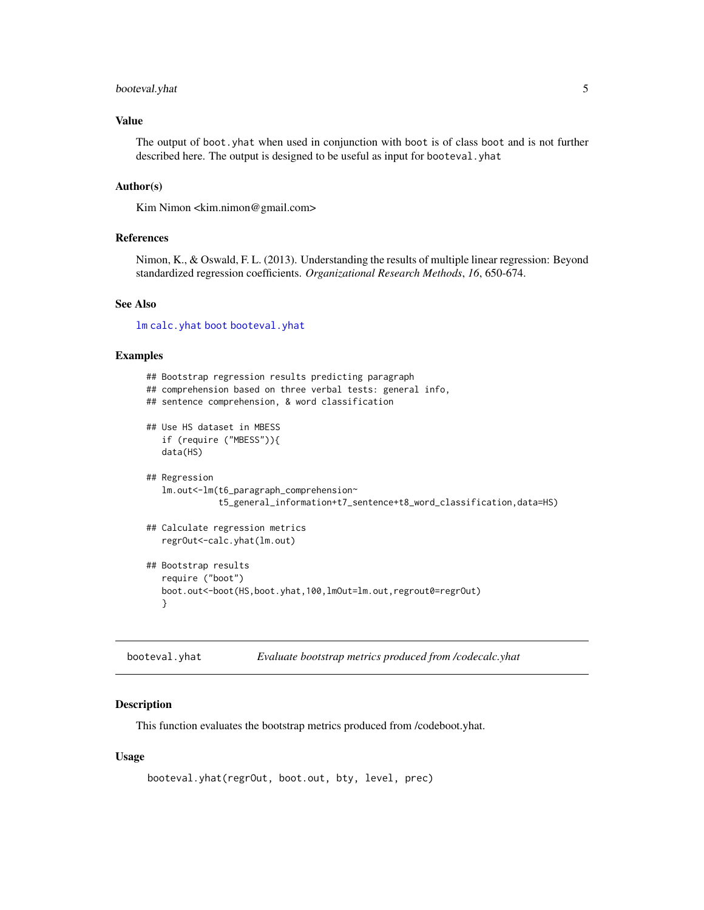## Value

The output of `boot.yhat` when used in conjunction with `boot` is of class `boot` and is not further described here. The output is designed to be useful as input for `booteval.yhat`

## Author(s)

Kim Nimon <kim.nimon@gmail.com>

## References

Nimon, K., & Oswald, F. L. (2013). Understanding the results of multiple linear regression: Beyond standardized regression coefficients. *Organizational Research Methods*, *16*, 650-674.

## See Also

`lm` `calc.yhat` `boot` `booteval.yhat`

## Examples

```
## Bootstrap regression results predicting paragraph
## comprehension based on three verbal tests: general info,
## sentence comprehension, & word classification

## Use HS dataset in MBESS
   if (require ("MBESS")){
   data(HS)

## Regression
   lm.out<-lm(t6_paragraph_comprehension~
            t5_general_information+t7_sentence+t8_word_classification,data=HS)

## Calculate regression metrics
   regrOut<-calc.yhat(lm.out)

## Bootstrap results
   require ("boot")
   boot.out<-boot(HS,boot.yhat,100,lmOut=lm.out,regrout0=regrOut)
   }
```

---

# booteval.yhat — *Evaluate bootstrap metrics produced from /codecalc.yhat*

## Description

This function evaluates the bootstrap metrics produced from /codeboot.yhat.

## Usage

```
booteval.yhat(regrOut, boot.out, bty, level, prec)
```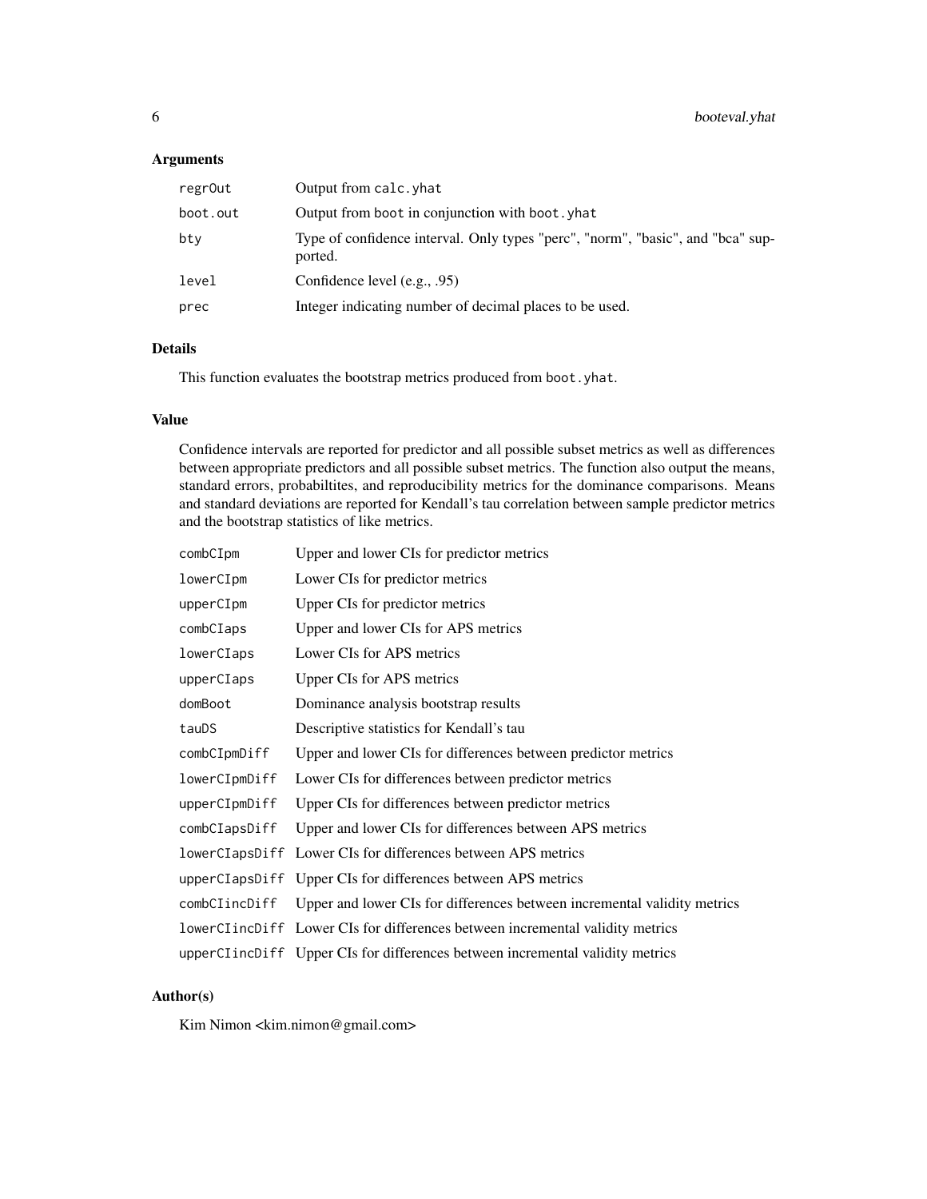## Arguments

| | |
|---|---|
| `regrOut` | Output from `calc.yhat` |
| `boot.out` | Output from boot in conjunction with `boot.yhat` |
| `bty` | Type of confidence interval. Only types "perc", "norm", "basic", and "bca" supported. |
| `level` | Confidence level (e.g., .95) |
| `prec` | Integer indicating number of decimal places to be used. |

## Details

This function evaluates the bootstrap metrics produced from `boot.yhat`.

## Value

Confidence intervals are reported for predictor and all possible subset metrics as well as differences between appropriate predictors and all possible subset metrics. The function also output the means, standard errors, probabiltites, and reproducibility metrics for the dominance comparisons. Means and standard deviations are reported for Kendall's tau correlation between sample predictor metrics and the bootstrap statistics of like metrics.

| | |
|---|---|
| `combCIpm` | Upper and lower CIs for predictor metrics |
| `lowerCIpm` | Lower CIs for predictor metrics |
| `upperCIpm` | Upper CIs for predictor metrics |
| `combCIaps` | Upper and lower CIs for APS metrics |
| `lowerCIaps` | Lower CIs for APS metrics |
| `upperCIaps` | Upper CIs for APS metrics |
| `domBoot` | Dominance analysis bootstrap results |
| `tauDS` | Descriptive statistics for Kendall's tau |
| `combCIpmDiff` | Upper and lower CIs for differences between predictor metrics |
| `lowerCIpmDiff` | Lower CIs for differences between predictor metrics |
| `upperCIpmDiff` | Upper CIs for differences between predictor metrics |
| `combCIapsDiff` | Upper and lower CIs for differences between APS metrics |
| `lowerCIapsDiff` | Lower CIs for differences between APS metrics |
| `upperCIapsDiff` | Upper CIs for differences between APS metrics |
| `combCIincDiff` | Upper and lower CIs for differences between incremental validity metrics |
| `lowerCIincDiff` | Lower CIs for differences between incremental validity metrics |
| `upperCIincDiff` | Upper CIs for differences between incremental validity metrics |

## Author(s)

Kim Nimon <kim.nimon@gmail.com>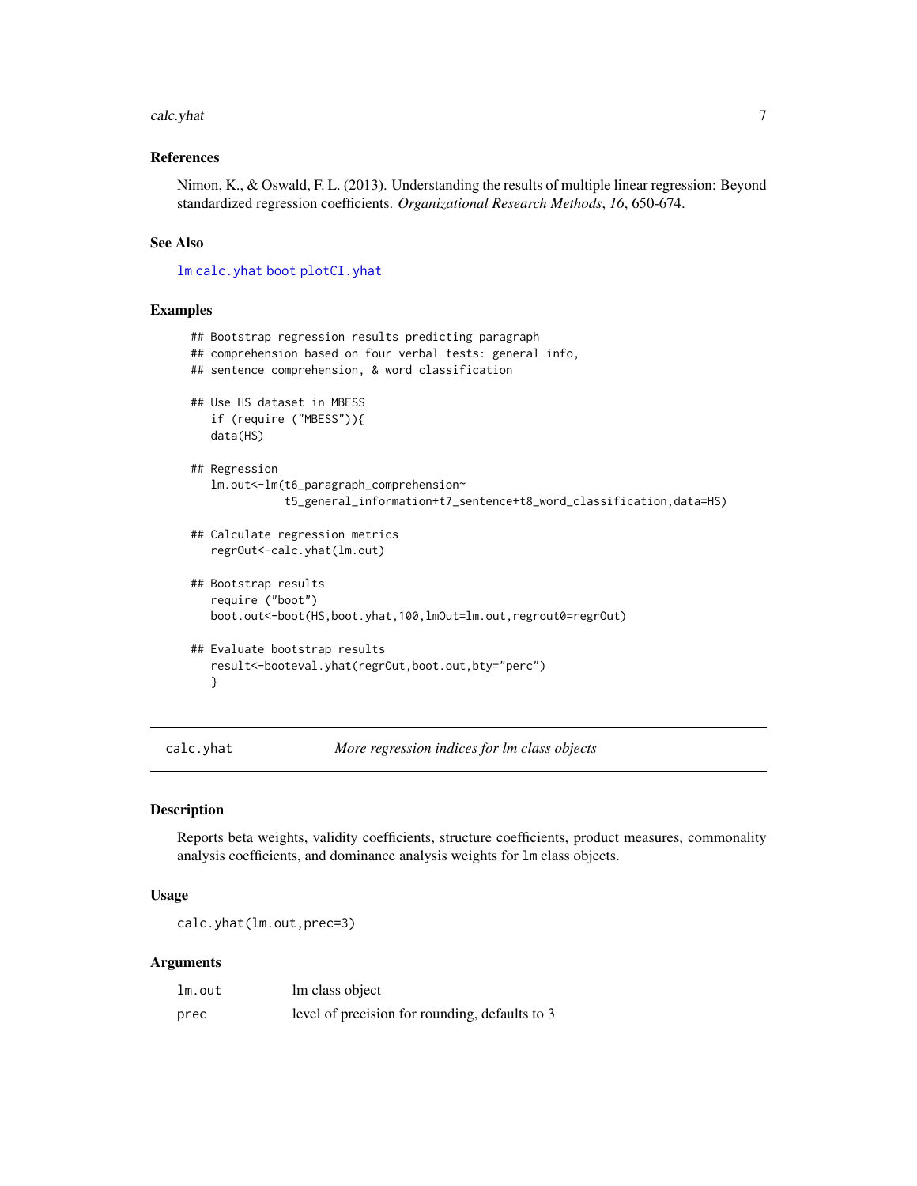### References

Nimon, K., & Oswald, F. L. (2013). Understanding the results of multiple linear regression: Beyond standardized regression coefficients. *Organizational Research Methods*, *16*, 650-674.

### See Also

lm calc.yhat boot plotCI.yhat

### Examples

```
## Bootstrap regression results predicting paragraph
## comprehension based on four verbal tests: general info,
## sentence comprehension, & word classification

## Use HS dataset in MBESS
   if (require ("MBESS")){
   data(HS)

## Regression
   lm.out<-lm(t6_paragraph_comprehension~
              t5_general_information+t7_sentence+t8_word_classification,data=HS)

## Calculate regression metrics
   regrOut<-calc.yhat(lm.out)

## Bootstrap results
   require ("boot")
   boot.out<-boot(HS,boot.yhat,100,lmOut=lm.out,regrout0=regrOut)

## Evaluate bootstrap results
   result<-booteval.yhat(regrOut,boot.out,bty="perc")
   }
```

---

## calc.yhat — *More regression indices for lm class objects*

### Description

Reports beta weights, validity coefficients, structure coefficients, product measures, commonality analysis coefficients, and dominance analysis weights for lm class objects.

### Usage

```
calc.yhat(lm.out,prec=3)
```

### Arguments

| | |
|---|---|
| lm.out | lm class object |
| prec | level of precision for rounding, defaults to 3 |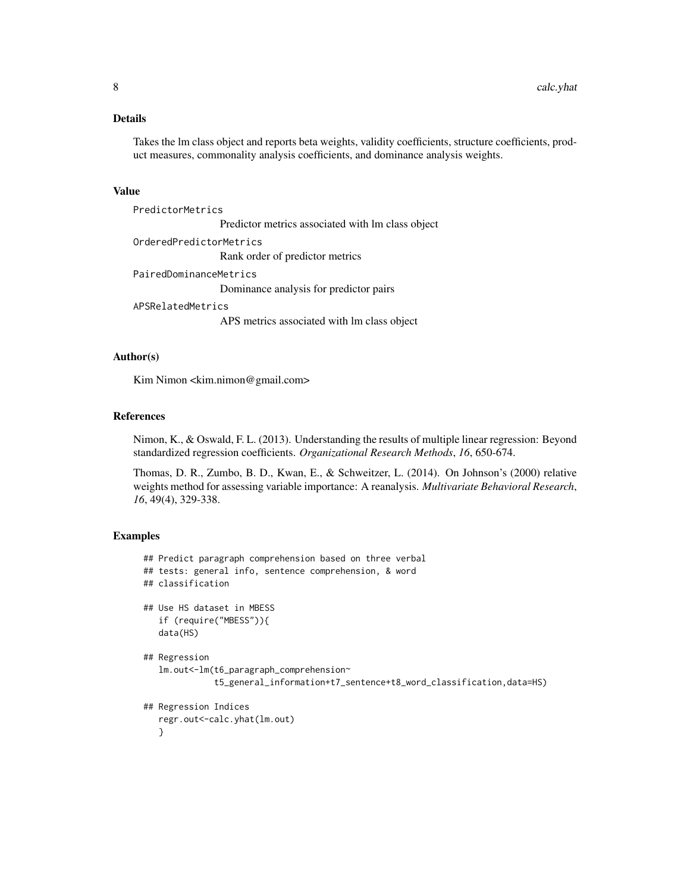## Details

Takes the lm class object and reports beta weights, validity coefficients, structure coefficients, product measures, commonality analysis coefficients, and dominance analysis weights.

## Value

`PredictorMetrics`
: Predictor metrics associated with lm class object

`OrderedPredictorMetrics`
: Rank order of predictor metrics

`PairedDominanceMetrics`
: Dominance analysis for predictor pairs

`APSRelatedMetrics`
: APS metrics associated with lm class object

## Author(s)

Kim Nimon <kim.nimon@gmail.com>

## References

Nimon, K., & Oswald, F. L. (2013). Understanding the results of multiple linear regression: Beyond standardized regression coefficients. *Organizational Research Methods*, *16*, 650-674.

Thomas, D. R., Zumbo, B. D., Kwan, E., & Schweitzer, L. (2014). On Johnson's (2000) relative weights method for assessing variable importance: A reanalysis. *Multivariate Behavioral Research*, *16*, 49(4), 329-338.

## Examples

```
## Predict paragraph comprehension based on three verbal
## tests: general info, sentence comprehension, & word
## classification

## Use HS dataset in MBESS
   if (require("MBESS")){
   data(HS)

## Regression
   lm.out<-lm(t6_paragraph_comprehension~
              t5_general_information+t7_sentence+t8_word_classification,data=HS)

## Regression Indices
   regr.out<-calc.yhat(lm.out)
   }
```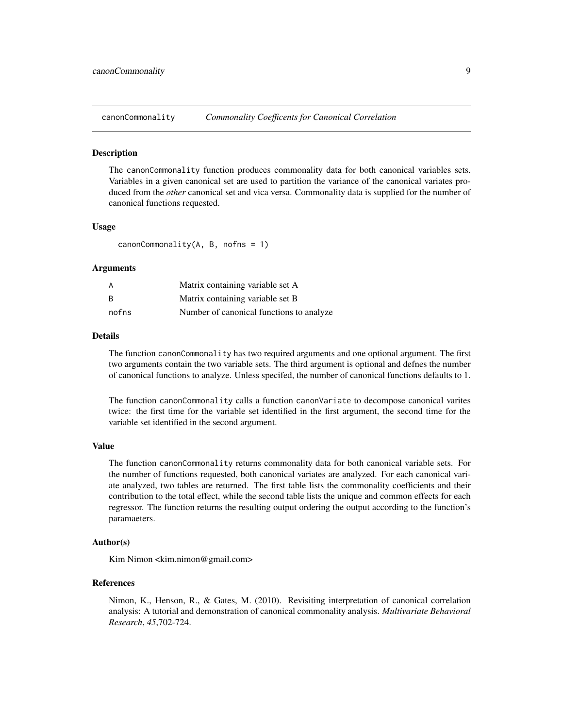# canonCommonality — *Commonality Coefficents for Canonical Correlation*

## Description

The `canonCommonality` function produces commonality data for both canonical variables sets. Variables in a given canonical set are used to partition the variance of the canonical variates produced from the *other* canonical set and vica versa. Commonality data is supplied for the number of canonical functions requested.

## Usage

```
canonCommonality(A, B, nofns = 1)
```

## Arguments

| | |
|---|---|
| `A` | Matrix containing variable set A |
| `B` | Matrix containing variable set B |
| `nofns` | Number of canonical functions to analyze |

## Details

The function `canonCommonality` has two required arguments and one optional argument. The first two arguments contain the two variable sets. The third argument is optional and defnes the number of canonical functions to analyze. Unless specifed, the number of canonical functions defaults to 1.

The function `canonCommonality` calls a function `canonVariate` to decompose canonical varites twice: the first time for the variable set identified in the first argument, the second time for the variable set identified in the second argument.

## Value

The function `canonCommonality` returns commonality data for both canonical variable sets. For the number of functions requested, both canonical variates are analyzed. For each canonical variate analyzed, two tables are returned. The first table lists the commonality coefficients and their contribution to the total effect, while the second table lists the unique and common effects for each regressor. The function returns the resulting output ordering the output according to the function's paramaeters.

## Author(s)

Kim Nimon <kim.nimon@gmail.com>

## References

Nimon, K., Henson, R., & Gates, M. (2010). Revisiting interpretation of canonical correlation analysis: A tutorial and demonstration of canonical commonality analysis. *Multivariate Behavioral Research*, *45*,702-724.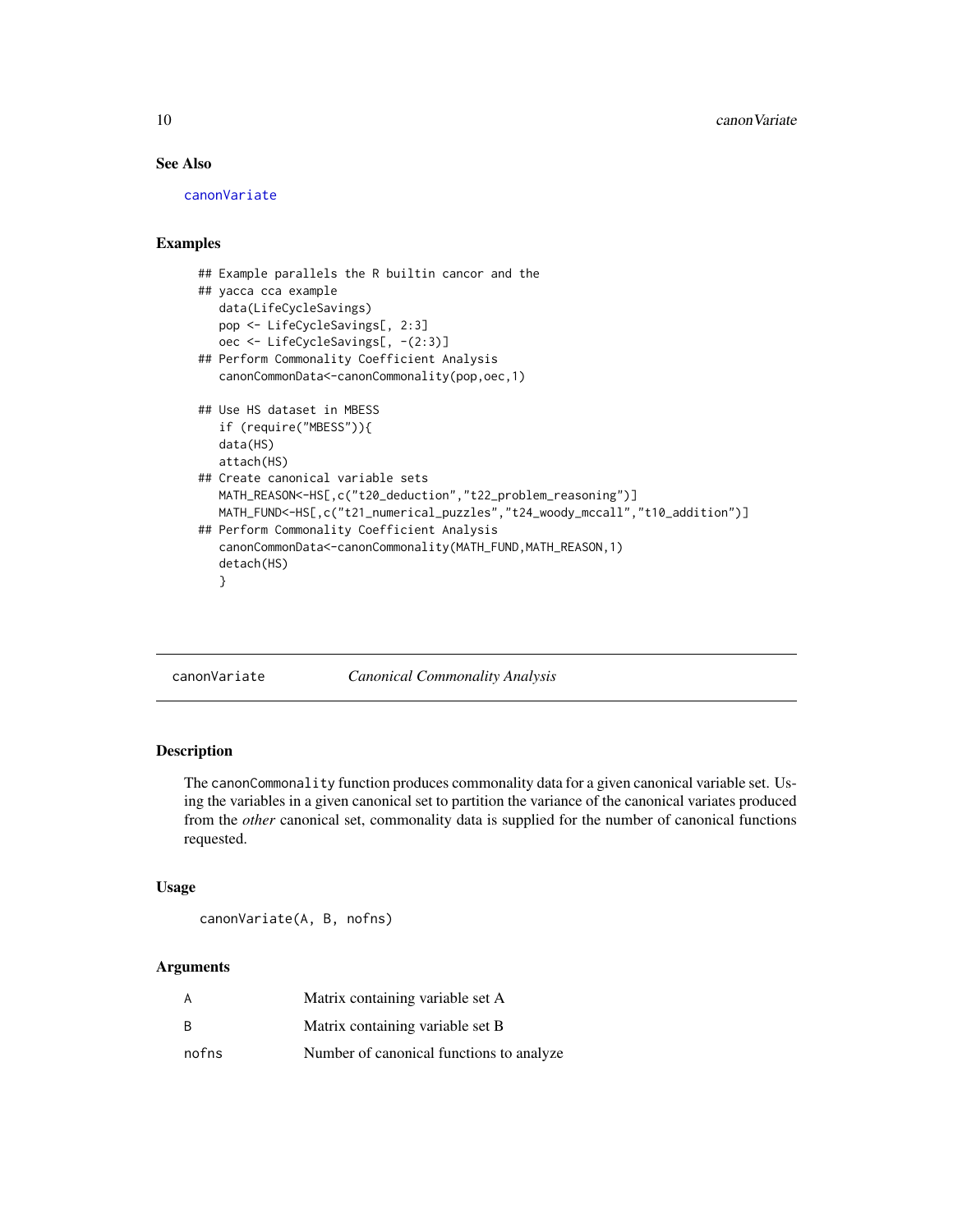## See Also

canonVariate

## Examples

```
## Example parallels the R builtin cancor and the
## yacca cca example
   data(LifeCycleSavings)
   pop <- LifeCycleSavings[, 2:3]
   oec <- LifeCycleSavings[, -(2:3)]
## Perform Commonality Coefficient Analysis
   canonCommonData<-canonCommonality(pop,oec,1)

## Use HS dataset in MBESS
   if (require("MBESS")){
   data(HS)
   attach(HS)
## Create canonical variable sets
   MATH_REASON<-HS[,c("t20_deduction","t22_problem_reasoning")]
   MATH_FUND<-HS[,c("t21_numerical_puzzles","t24_woody_mccall","t10_addition")]
## Perform Commonality Coefficient Analysis
   canonCommonData<-canonCommonality(MATH_FUND,MATH_REASON,1)
   detach(HS)
   }
```

---

# canonVariate *Canonical Commonality Analysis*

## Description

The canonCommonality function produces commonality data for a given canonical variable set. Using the variables in a given canonical set to partition the variance of the canonical variates produced from the *other* canonical set, commonality data is supplied for the number of canonical functions requested.

## Usage

```
canonVariate(A, B, nofns)
```

## Arguments

| | |
|---|---|
| A | Matrix containing variable set A |
| B | Matrix containing variable set B |
| nofns | Number of canonical functions to analyze |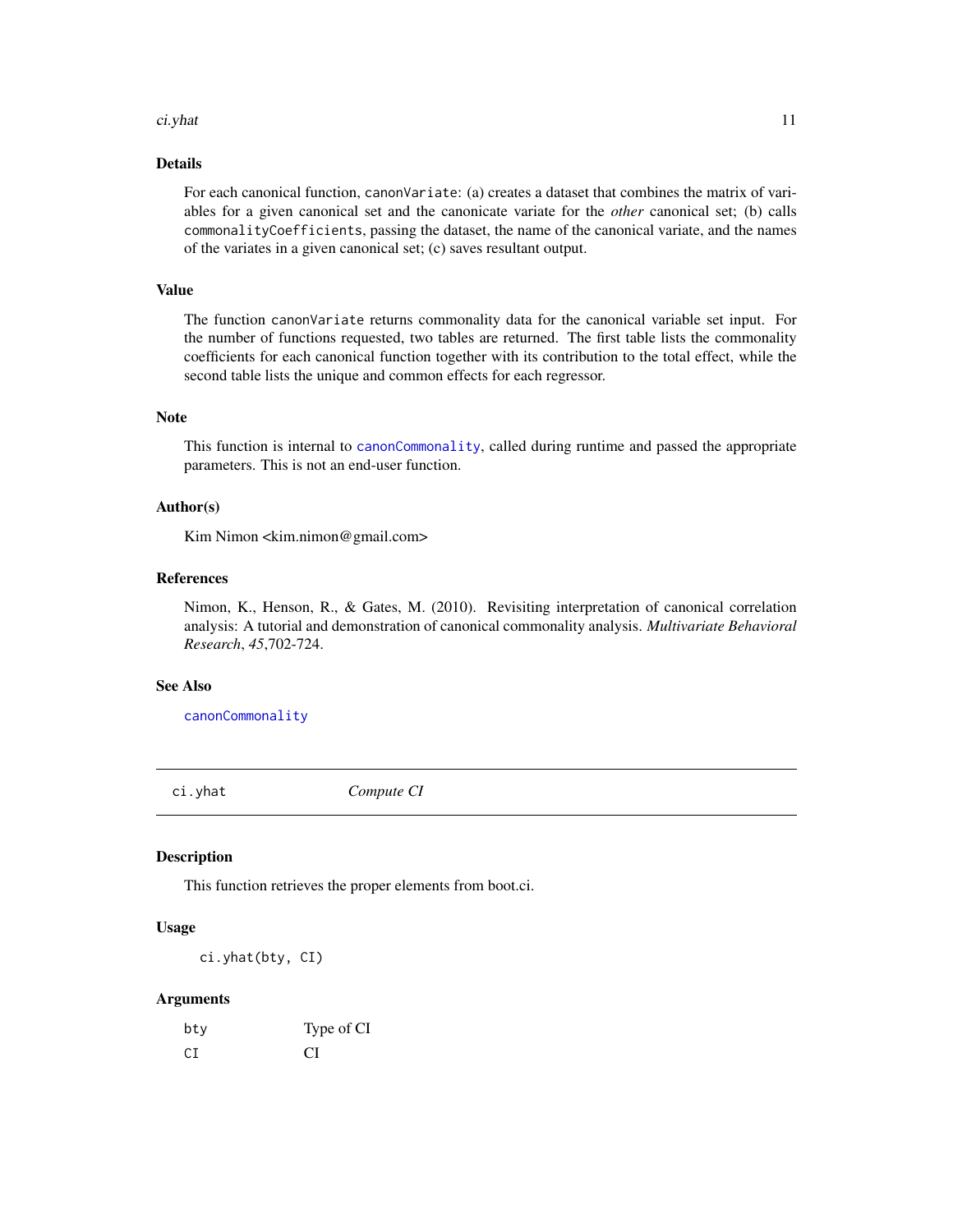### Details

For each canonical function, `canonVariate`: (a) creates a dataset that combines the matrix of variables for a given canonical set and the canonicate variate for the *other* canonical set; (b) calls `commonalityCoefficients`, passing the dataset, the name of the canonical variate, and the names of the variates in a given canonical set; (c) saves resultant output.

### Value

The function `canonVariate` returns commonality data for the canonical variable set input. For the number of functions requested, two tables are returned. The first table lists the commonality coefficients for each canonical function together with its contribution to the total effect, while the second table lists the unique and common effects for each regressor.

### Note

This function is internal to `canonCommonality`, called during runtime and passed the appropriate parameters. This is not an end-user function.

### Author(s)

Kim Nimon <kim.nimon@gmail.com>

### References

Nimon, K., Henson, R., & Gates, M. (2010). Revisiting interpretation of canonical correlation analysis: A tutorial and demonstration of canonical commonality analysis. *Multivariate Behavioral Research*, *45*,702-724.

### See Also

`canonCommonality`

---

## ci.yhat — *Compute CI*

### Description

This function retrieves the proper elements from boot.ci.

### Usage

```
ci.yhat(bty, CI)
```

### Arguments

| | |
|---|---|
| `bty` | Type of CI |
| `CI` | CI |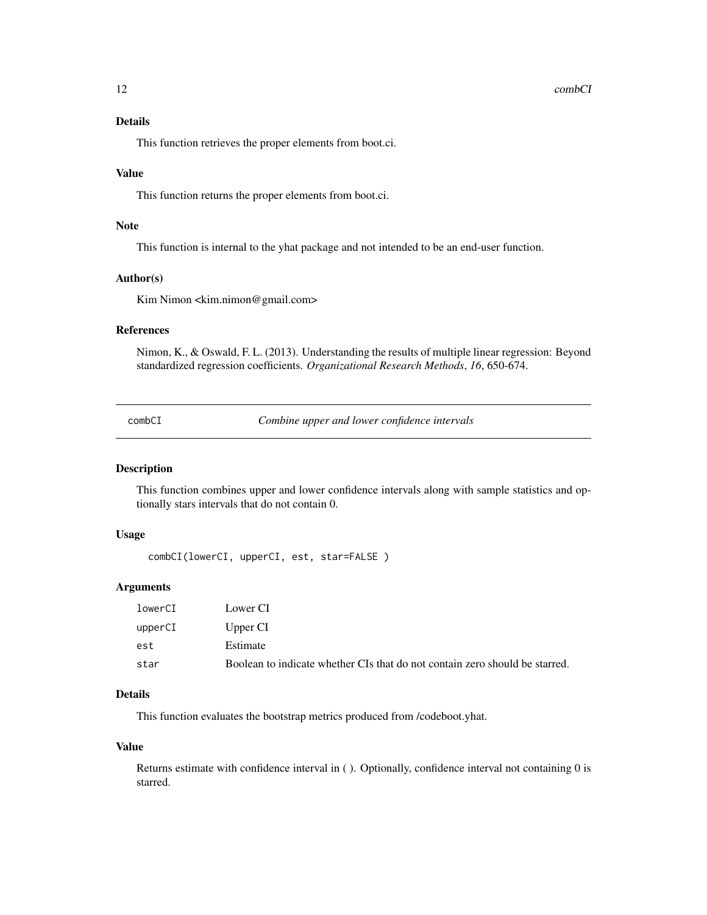### Details

This function retrieves the proper elements from boot.ci.

### Value

This function returns the proper elements from boot.ci.

### Note

This function is internal to the yhat package and not intended to be an end-user function.

### Author(s)

Kim Nimon <kim.nimon@gmail.com>

### References

Nimon, K., & Oswald, F. L. (2013). Understanding the results of multiple linear regression: Beyond standardized regression coefficients. *Organizational Research Methods*, *16*, 650-674.

---

## combCI — *Combine upper and lower confidence intervals*

---

### Description

This function combines upper and lower confidence intervals along with sample statistics and optionally stars intervals that do not contain 0.

### Usage

```
combCI(lowerCI, upperCI, est, star=FALSE )
```

### Arguments

| | |
|---|---|
| `lowerCI` | Lower CI |
| `upperCI` | Upper CI |
| `est` | Estimate |
| `star` | Boolean to indicate whether CIs that do not contain zero should be starred. |

### Details

This function evaluates the bootstrap metrics produced from /codeboot.yhat.

### Value

Returns estimate with confidence interval in ( ). Optionally, confidence interval not containing 0 is starred.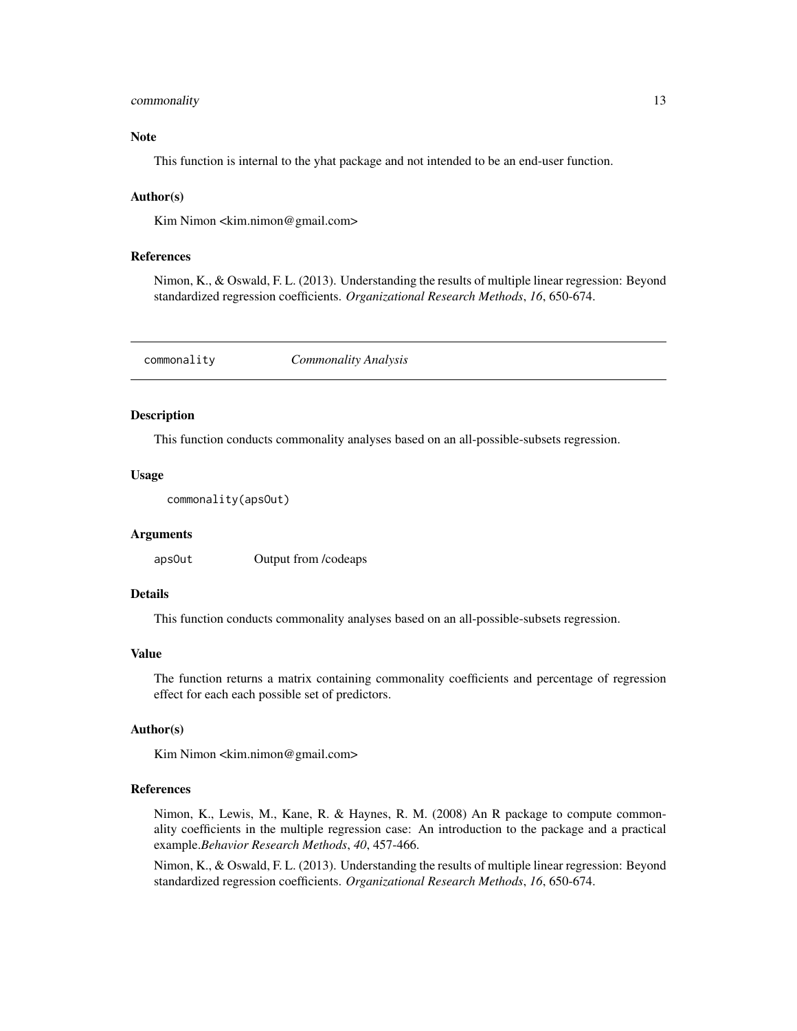## Note

This function is internal to the yhat package and not intended to be an end-user function.

## Author(s)

Kim Nimon <kim.nimon@gmail.com>

## References

Nimon, K., & Oswald, F. L. (2013). Understanding the results of multiple linear regression: Beyond standardized regression coefficients. *Organizational Research Methods*, *16*, 650-674.

---

# commonality *Commonality Analysis*

---

## Description

This function conducts commonality analyses based on an all-possible-subsets regression.

## Usage

```
commonality(apsOut)
```

## Arguments

| | |
|---|---|
| apsOut | Output from /codeaps |

## Details

This function conducts commonality analyses based on an all-possible-subsets regression.

## Value

The function returns a matrix containing commonality coefficients and percentage of regression effect for each each possible set of predictors.

## Author(s)

Kim Nimon <kim.nimon@gmail.com>

## References

Nimon, K., Lewis, M., Kane, R. & Haynes, R. M. (2008) An R package to compute commonality coefficients in the multiple regression case: An introduction to the package and a practical example.*Behavior Research Methods*, *40*, 457-466.

Nimon, K., & Oswald, F. L. (2013). Understanding the results of multiple linear regression: Beyond standardized regression coefficients. *Organizational Research Methods*, *16*, 650-674.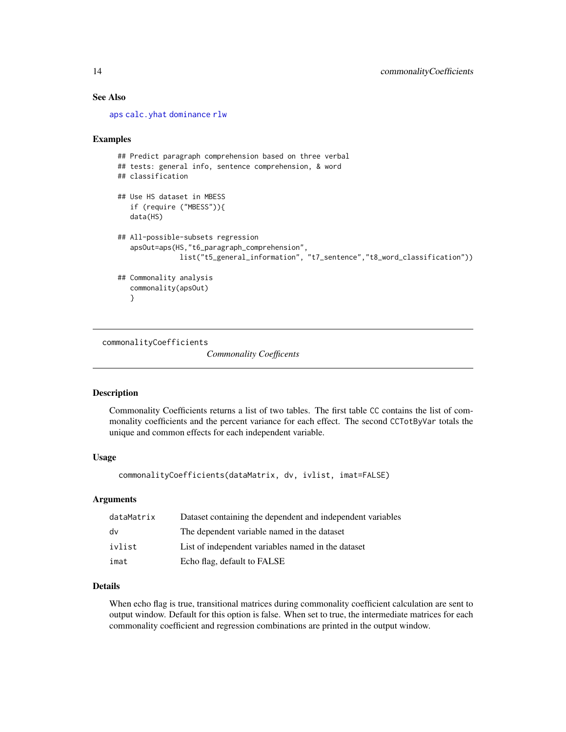### See Also

aps calc.yhat dominance rlw

### Examples

```
## Predict paragraph comprehension based on three verbal
## tests: general info, sentence comprehension, & word
## classification

## Use HS dataset in MBESS
   if (require ("MBESS")){
   data(HS)

## All-possible-subsets regression
   apsOut=aps(HS,"t6_paragraph_comprehension",
              list("t5_general_information", "t7_sentence","t8_word_classification"))

## Commonality analysis
   commonality(apsOut)
   }
```

---

## commonalityCoefficients

*Commonality Coefficents*

---

### Description

Commonality Coefficients returns a list of two tables. The first table CC contains the list of commonality coefficients and the percent variance for each effect. The second CCTotByVar totals the unique and common effects for each independent variable.

### Usage

```
commonalityCoefficients(dataMatrix, dv, ivlist, imat=FALSE)
```

### Arguments

| | |
|---|---|
| dataMatrix | Dataset containing the dependent and independent variables |
| dv | The dependent variable named in the dataset |
| ivlist | List of independent variables named in the dataset |
| imat | Echo flag, default to FALSE |

### Details

When echo flag is true, transitional matrices during commonality coefficient calculation are sent to output window. Default for this option is false. When set to true, the intermediate matrices for each commonality coefficient and regression combinations are printed in the output window.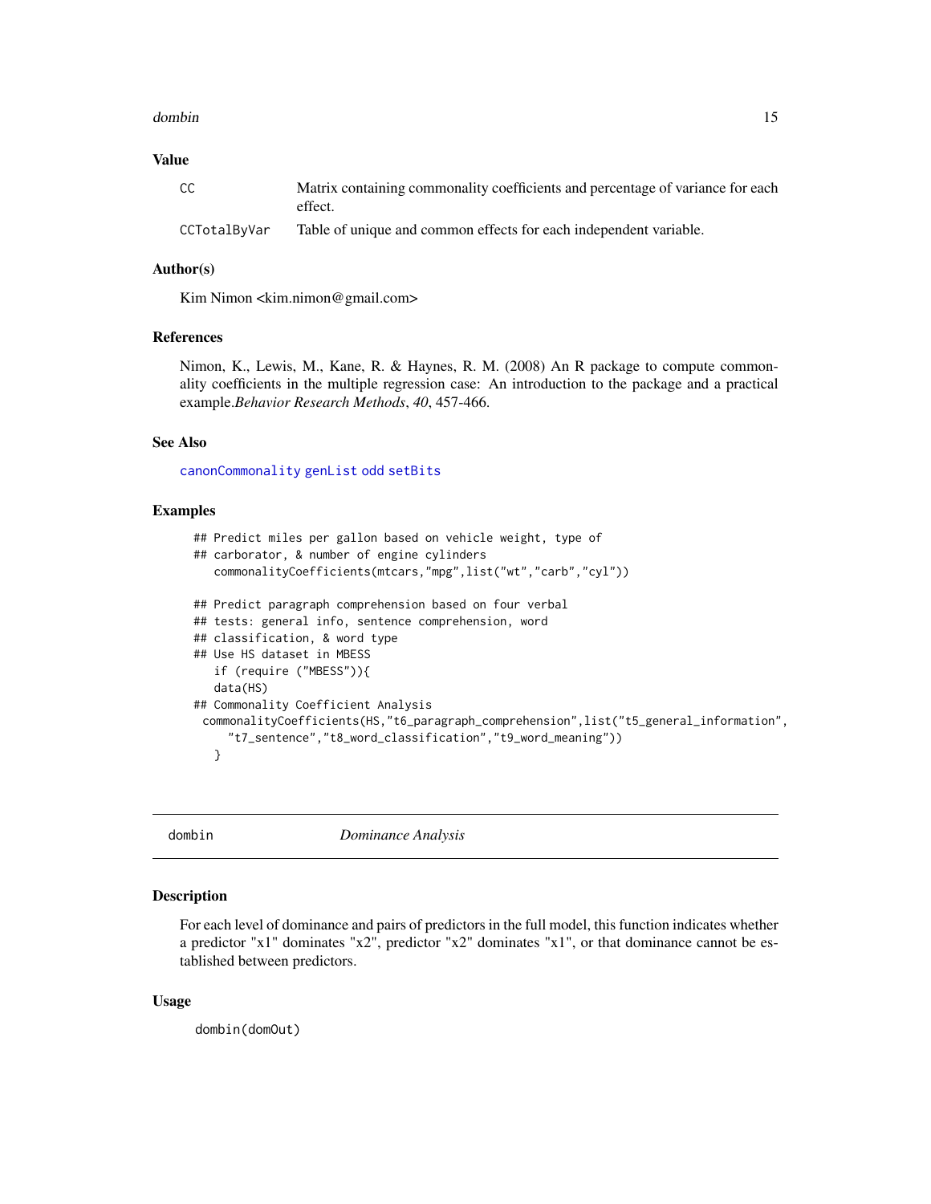## Value

| | |
|---|---|
| CC | Matrix containing commonality coefficients and percentage of variance for each effect. |
| CCTotalByVar | Table of unique and common effects for each independent variable. |

## Author(s)

Kim Nimon <kim.nimon@gmail.com>

## References

Nimon, K., Lewis, M., Kane, R. & Haynes, R. M. (2008) An R package to compute commonality coefficients in the multiple regression case: An introduction to the package and a practical example.*Behavior Research Methods*, *40*, 457-466.

## See Also

canonCommonality genList odd setBits

## Examples

```
## Predict miles per gallon based on vehicle weight, type of
## carborator, & number of engine cylinders
   commonalityCoefficients(mtcars,"mpg",list("wt","carb","cyl"))

## Predict paragraph comprehension based on four verbal
## tests: general info, sentence comprehension, word
## classification, & word type
## Use HS dataset in MBESS
   if (require ("MBESS")){
   data(HS)
## Commonality Coefficient Analysis
 commonalityCoefficients(HS,"t6_paragraph_comprehension",list("t5_general_information",
     "t7_sentence","t8_word_classification","t9_word_meaning"))
   }
```

---

# dombin *Dominance Analysis*

## Description

For each level of dominance and pairs of predictors in the full model, this function indicates whether a predictor "x1" dominates "x2", predictor "x2" dominates "x1", or that dominance cannot be established between predictors.

## Usage

```
dombin(domOut)
```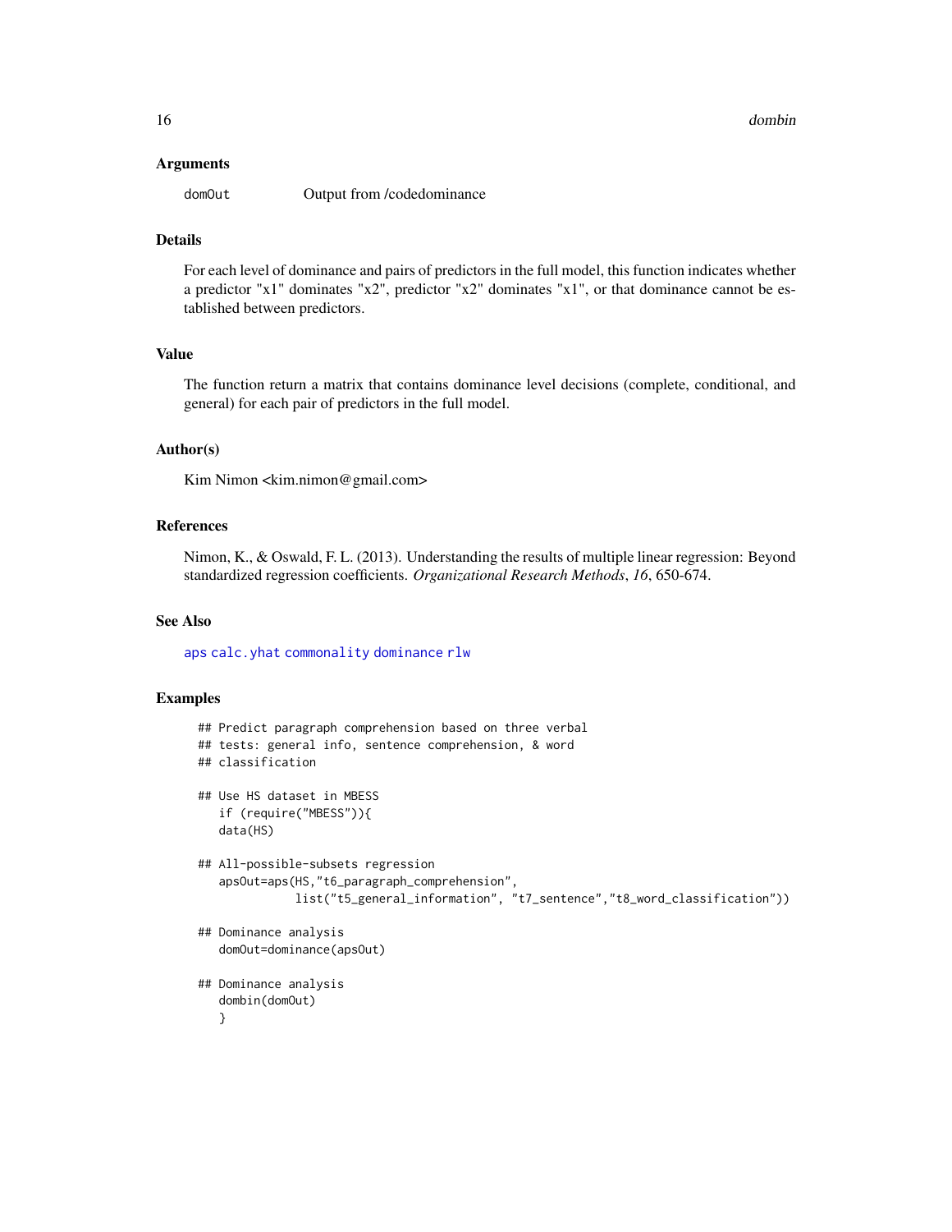## Arguments

domOut        Output from /codedominance

## Details

For each level of dominance and pairs of predictors in the full model, this function indicates whether a predictor "x1" dominates "x2", predictor "x2" dominates "x1", or that dominance cannot be established between predictors.

## Value

The function return a matrix that contains dominance level decisions (complete, conditional, and general) for each pair of predictors in the full model.

## Author(s)

Kim Nimon <kim.nimon@gmail.com>

## References

Nimon, K., & Oswald, F. L. (2013). Understanding the results of multiple linear regression: Beyond standardized regression coefficients. *Organizational Research Methods*, *16*, 650-674.

## See Also

aps calc.yhat commonality dominance rlw

## Examples

```
## Predict paragraph comprehension based on three verbal
## tests: general info, sentence comprehension, & word
## classification

## Use HS dataset in MBESS
   if (require("MBESS")){
   data(HS)

## All-possible-subsets regression
   apsOut=aps(HS,"t6_paragraph_comprehension",
              list("t5_general_information", "t7_sentence","t8_word_classification"))

## Dominance analysis
   domOut=dominance(apsOut)

## Dominance analysis
   dombin(domOut)
   }
```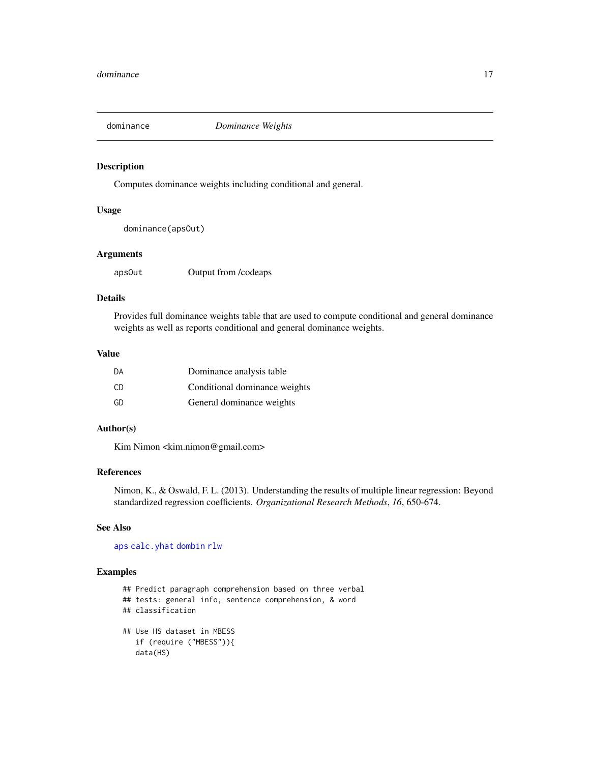## dominance *Dominance Weights*

### Description

Computes dominance weights including conditional and general.

### Usage

```
dominance(apsOut)
```

### Arguments

| | |
|---|---|
| apsOut | Output from /codeaps |

### Details

Provides full dominance weights table that are used to compute conditional and general dominance weights as well as reports conditional and general dominance weights.

### Value

| | |
|---|---|
| DA | Dominance analysis table |
| CD | Conditional dominance weights |
| GD | General dominance weights |

### Author(s)

Kim Nimon <kim.nimon@gmail.com>

### References

Nimon, K., & Oswald, F. L. (2013). Understanding the results of multiple linear regression: Beyond standardized regression coefficients. *Organizational Research Methods*, *16*, 650-674.

### See Also

aps calc.yhat dombin rlw

### Examples

```
## Predict paragraph comprehension based on three verbal
## tests: general info, sentence comprehension, & word
## classification

## Use HS dataset in MBESS
   if (require ("MBESS")){
   data(HS)
```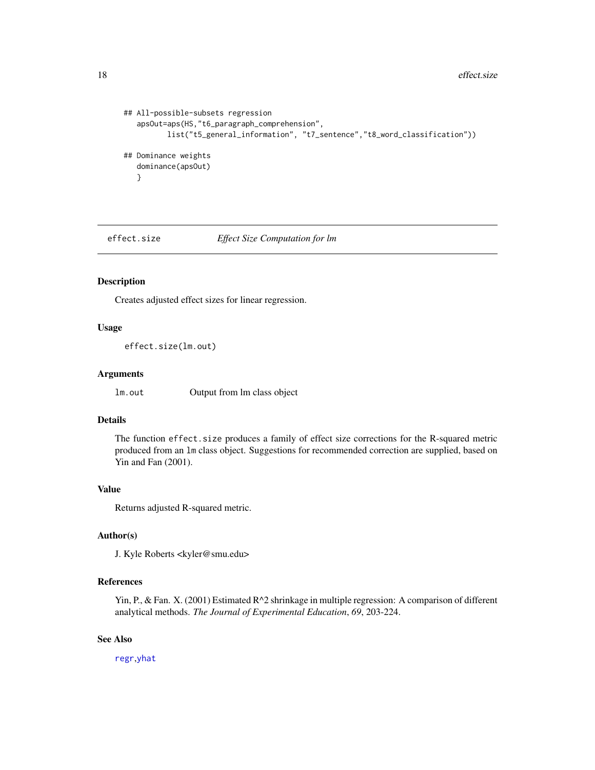```
## All-possible-subsets regression
   apsOut=aps(HS,"t6_paragraph_comprehension",
          list("t5_general_information", "t7_sentence","t8_word_classification"))

## Dominance weights
   dominance(apsOut)
   }
```

## effect.size — *Effect Size Computation for lm*

### Description

Creates adjusted effect sizes for linear regression.

### Usage

```
effect.size(lm.out)
```

### Arguments

| | |
|---|---|
| `lm.out` | Output from lm class object |

### Details

The function `effect.size` produces a family of effect size corrections for the R-squared metric produced from an `lm` class object. Suggestions for recommended correction are supplied, based on Yin and Fan (2001).

### Value

Returns adjusted R-squared metric.

### Author(s)

J. Kyle Roberts <kyler@smu.edu>

### References

Yin, P., & Fan. X. (2001) Estimated R^2 shrinkage in multiple regression: A comparison of different analytical methods. *The Journal of Experimental Education*, *69*, 203-224.

### See Also

regr, yhat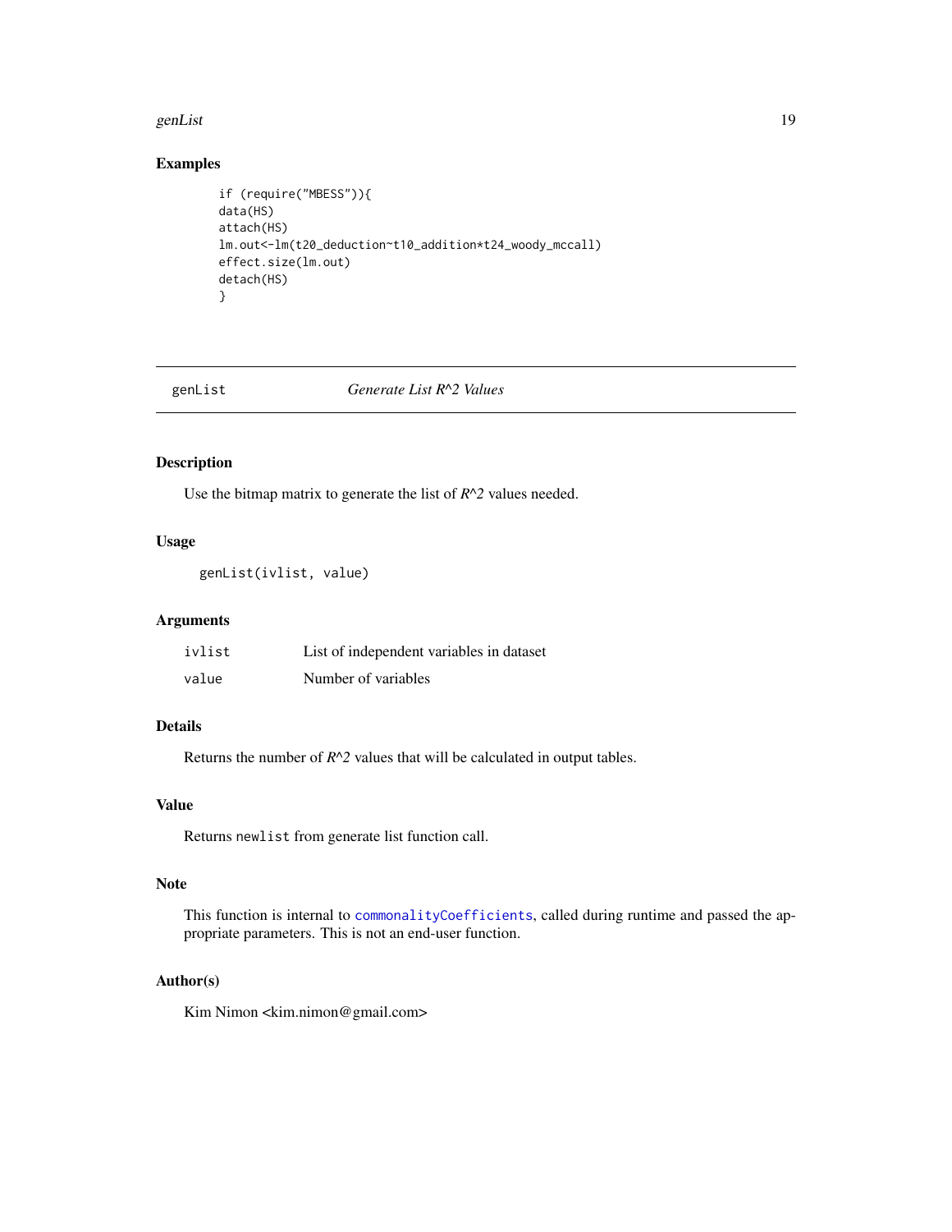## Examples

```
if (require("MBESS")){
data(HS)
attach(HS)
lm.out<-lm(t20_deduction~t10_addition*t24_woody_mccall)
effect.size(lm.out)
detach(HS)
}
```

---

# genList — *Generate List R^2 Values*

---

## Description

Use the bitmap matrix to generate the list of *R^2* values needed.

## Usage

```
genList(ivlist, value)
```

## Arguments

| | |
|---|---|
| ivlist | List of independent variables in dataset |
| value | Number of variables |

## Details

Returns the number of *R^2* values that will be calculated in output tables.

## Value

Returns `newlist` from generate list function call.

## Note

This function is internal to `commonalityCoefficients`, called during runtime and passed the appropriate parameters. This is not an end-user function.

## Author(s)

Kim Nimon <kim.nimon@gmail.com>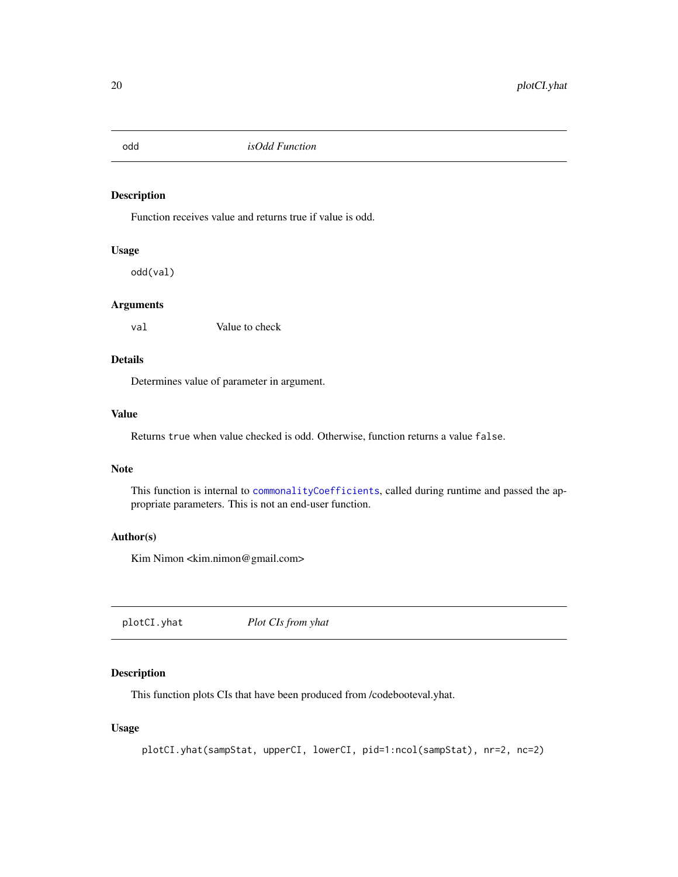## odd — *isOdd Function*

### Description

Function receives value and returns true if value is odd.

### Usage

```
odd(val)
```

### Arguments

| | |
|---|---|
| `val` | Value to check |

### Details

Determines value of parameter in argument.

### Value

Returns `true` when value checked is odd. Otherwise, function returns a value `false`.

### Note

This function is internal to `commonalityCoefficients`, called during runtime and passed the appropriate parameters. This is not an end-user function.

### Author(s)

Kim Nimon <kim.nimon@gmail.com>

## plotCI.yhat — *Plot CIs from yhat*

### Description

This function plots CIs that have been produced from /codebooteval.yhat.

### Usage

```
plotCI.yhat(sampStat, upperCI, lowerCI, pid=1:ncol(sampStat), nr=2, nc=2)
```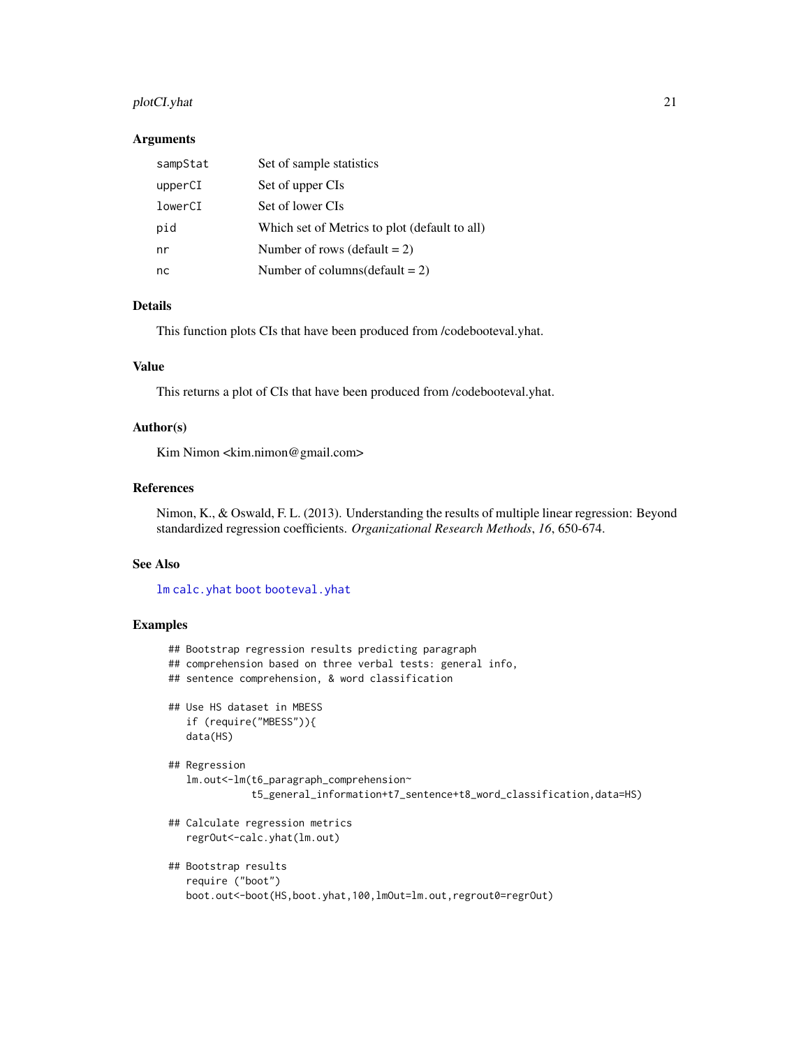## Arguments

| | |
|---|---|
| `sampStat` | Set of sample statistics |
| `upperCI` | Set of upper CIs |
| `lowerCI` | Set of lower CIs |
| `pid` | Which set of Metrics to plot (default to all) |
| `nr` | Number of rows (default = 2) |
| `nc` | Number of columns(default = 2) |

## Details

This function plots CIs that have been produced from /codebooteval.yhat.

## Value

This returns a plot of CIs that have been produced from /codebooteval.yhat.

## Author(s)

Kim Nimon <kim.nimon@gmail.com>

## References

Nimon, K., & Oswald, F. L. (2013). Understanding the results of multiple linear regression: Beyond standardized regression coefficients. *Organizational Research Methods*, *16*, 650-674.

## See Also

`lm` `calc.yhat` `boot` `booteval.yhat`

## Examples

```
## Bootstrap regression results predicting paragraph
## comprehension based on three verbal tests: general info,
## sentence comprehension, & word classification

## Use HS dataset in MBESS
   if (require("MBESS")){
   data(HS)

## Regression
   lm.out<-lm(t6_paragraph_comprehension~
              t5_general_information+t7_sentence+t8_word_classification,data=HS)

## Calculate regression metrics
   regrOut<-calc.yhat(lm.out)

## Bootstrap results
   require ("boot")
   boot.out<-boot(HS,boot.yhat,100,lmOut=lm.out,regrout0=regrOut)
```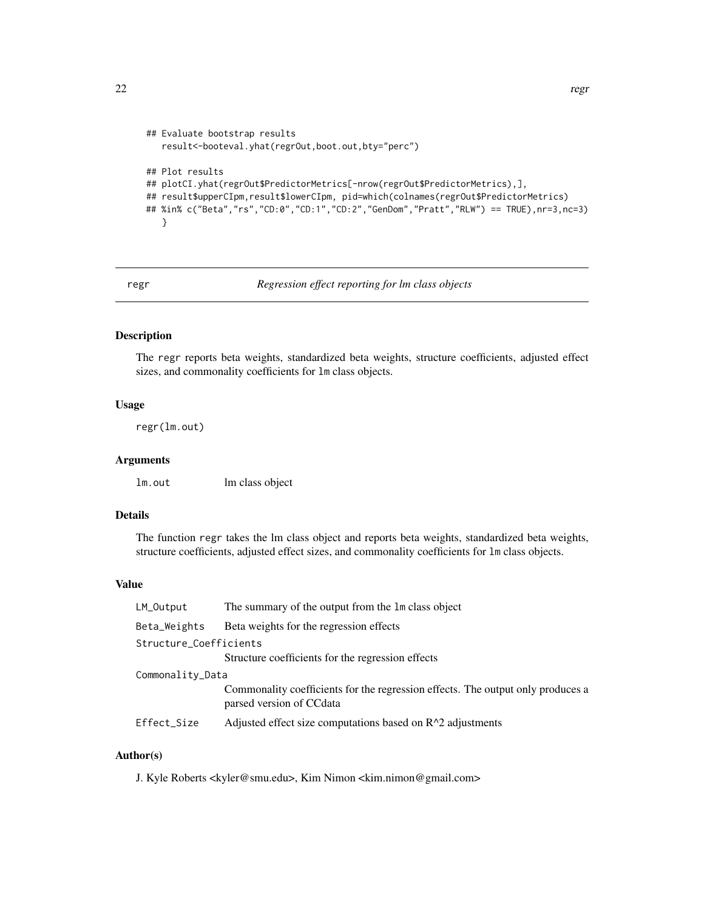```
## Evaluate bootstrap results
   result<-booteval.yhat(regrOut,boot.out,bty="perc")

## Plot results
## plotCI.yhat(regrOut$PredictorMetrics[-nrow(regrOut$PredictorMetrics),],
## result$upperCIpm,result$lowerCIpm, pid=which(colnames(regrOut$PredictorMetrics)
## %in% c("Beta","rs","CD:0","CD:1","CD:2","GenDom","Pratt","RLW") == TRUE),nr=3,nc=3)
   }
```

---

## regr — *Regression effect reporting for lm class objects*

### Description

The `regr` reports beta weights, standardized beta weights, structure coefficients, adjusted effect sizes, and commonality coefficients for `lm` class objects.

### Usage

```
regr(lm.out)
```

### Arguments

| | |
|---|---|
| `lm.out` | lm class object |

### Details

The function `regr` takes the lm class object and reports beta weights, standardized beta weights, structure coefficients, adjusted effect sizes, and commonality coefficients for `lm` class objects.

### Value

| | |
|---|---|
| `LM_Output` | The summary of the output from the `lm` class object |
| `Beta_Weights` | Beta weights for the regression effects |
| `Structure_Coefficients` | Structure coefficients for the regression effects |
| `Commonality_Data` | Commonality coefficients for the regression effects. The output only produces a parsed version of CCdata |
| `Effect_Size` | Adjusted effect size computations based on R^2 adjustments |

### Author(s)

J. Kyle Roberts <kyler@smu.edu>, Kim Nimon <kim.nimon@gmail.com>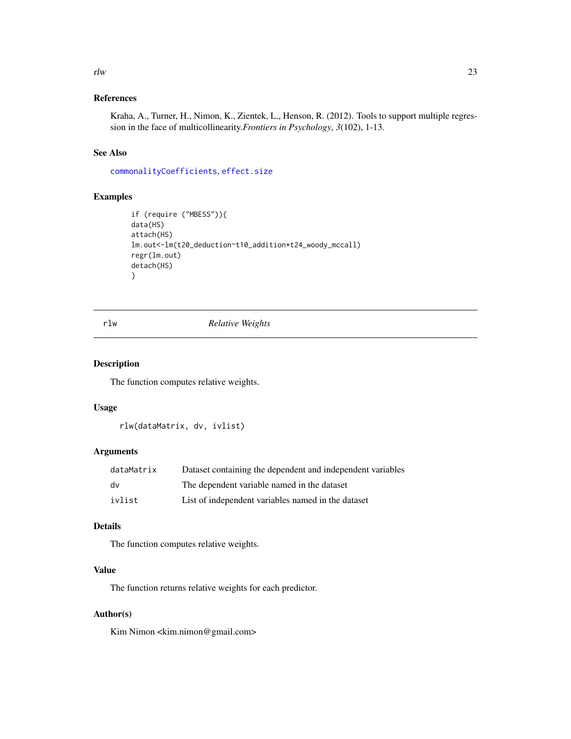## References

Kraha, A., Turner, H., Nimon, K., Zientek, L., Henson, R. (2012). Tools to support multiple regression in the face of multicollinearity.*Frontiers in Psychology*, *3*(102), 1-13.

## See Also

commonalityCoefficients, effect.size

## Examples

```
if (require ("MBESS")){
data(HS)
attach(HS)
lm.out<-lm(t20_deduction~t10_addition*t24_woody_mccall)
regr(lm.out)
detach(HS)
}
```

---

# rlw *Relative Weights*

---

## Description

The function computes relative weights.

## Usage

```
rlw(dataMatrix, dv, ivlist)
```

## Arguments

| | |
|---|---|
| dataMatrix | Dataset containing the dependent and independent variables |
| dv | The dependent variable named in the dataset |
| ivlist | List of independent variables named in the dataset |

## Details

The function computes relative weights.

## Value

The function returns relative weights for each predictor.

## Author(s)

Kim Nimon <kim.nimon@gmail.com>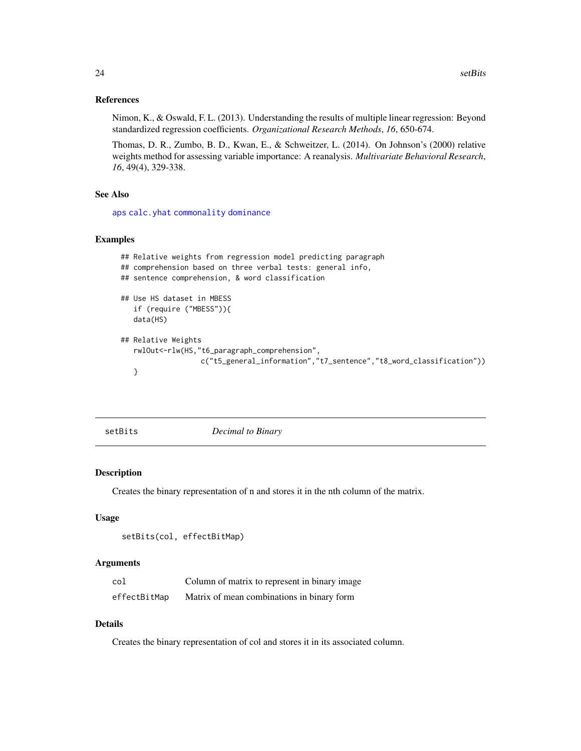### References

Nimon, K., & Oswald, F. L. (2013). Understanding the results of multiple linear regression: Beyond standardized regression coefficients. *Organizational Research Methods*, *16*, 650-674.

Thomas, D. R., Zumbo, B. D., Kwan, E., & Schweitzer, L. (2014). On Johnson's (2000) relative weights method for assessing variable importance: A reanalysis. *Multivariate Behavioral Research*, *16*, 49(4), 329-338.

### See Also

`aps` `calc.yhat` `commonality` `dominance`

### Examples

```
## Relative weights from regression model predicting paragraph
## comprehension based on three verbal tests: general info,
## sentence comprehension, & word classification

## Use HS dataset in MBESS
   if (require ("MBESS")){
   data(HS)

## Relative Weights
   rwlOut<-rlw(HS,"t6_paragraph_comprehension",
                 c("t5_general_information","t7_sentence","t8_word_classification"))
   }
```

---

## setBits — *Decimal to Binary*

### Description

Creates the binary representation of n and stores it in the nth column of the matrix.

### Usage

```
setBits(col, effectBitMap)
```

### Arguments

| | |
|---|---|
| `col` | Column of matrix to represent in binary image |
| `effectBitMap` | Matrix of mean combinations in binary form |

### Details

Creates the binary representation of col and stores it in its associated column.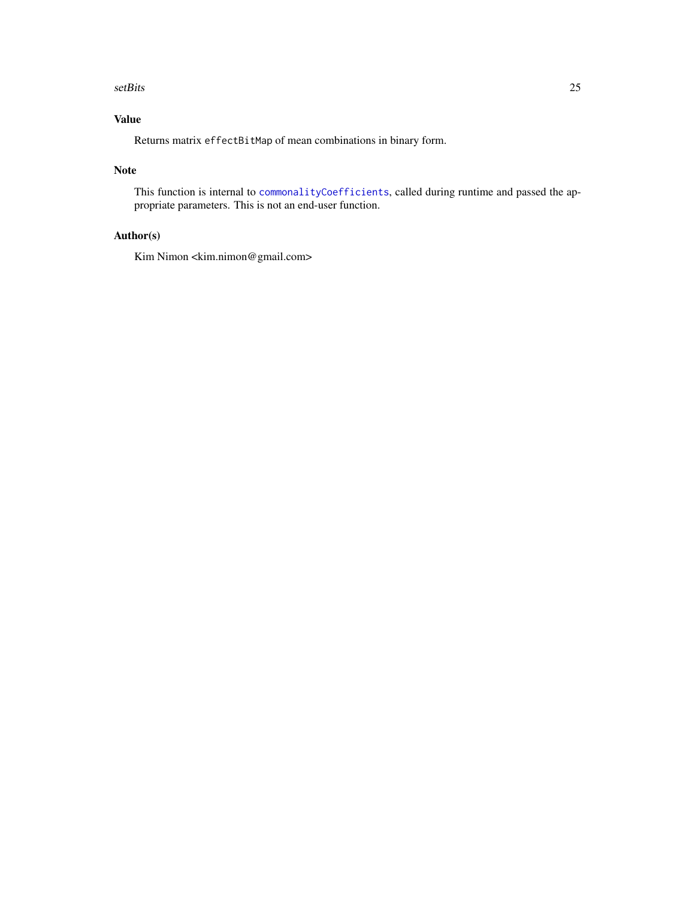## Value

Returns matrix `effectBitMap` of mean combinations in binary form.

## Note

This function is internal to `commonalityCoefficients`, called during runtime and passed the appropriate parameters. This is not an end-user function.

## Author(s)

Kim Nimon <kim.nimon@gmail.com>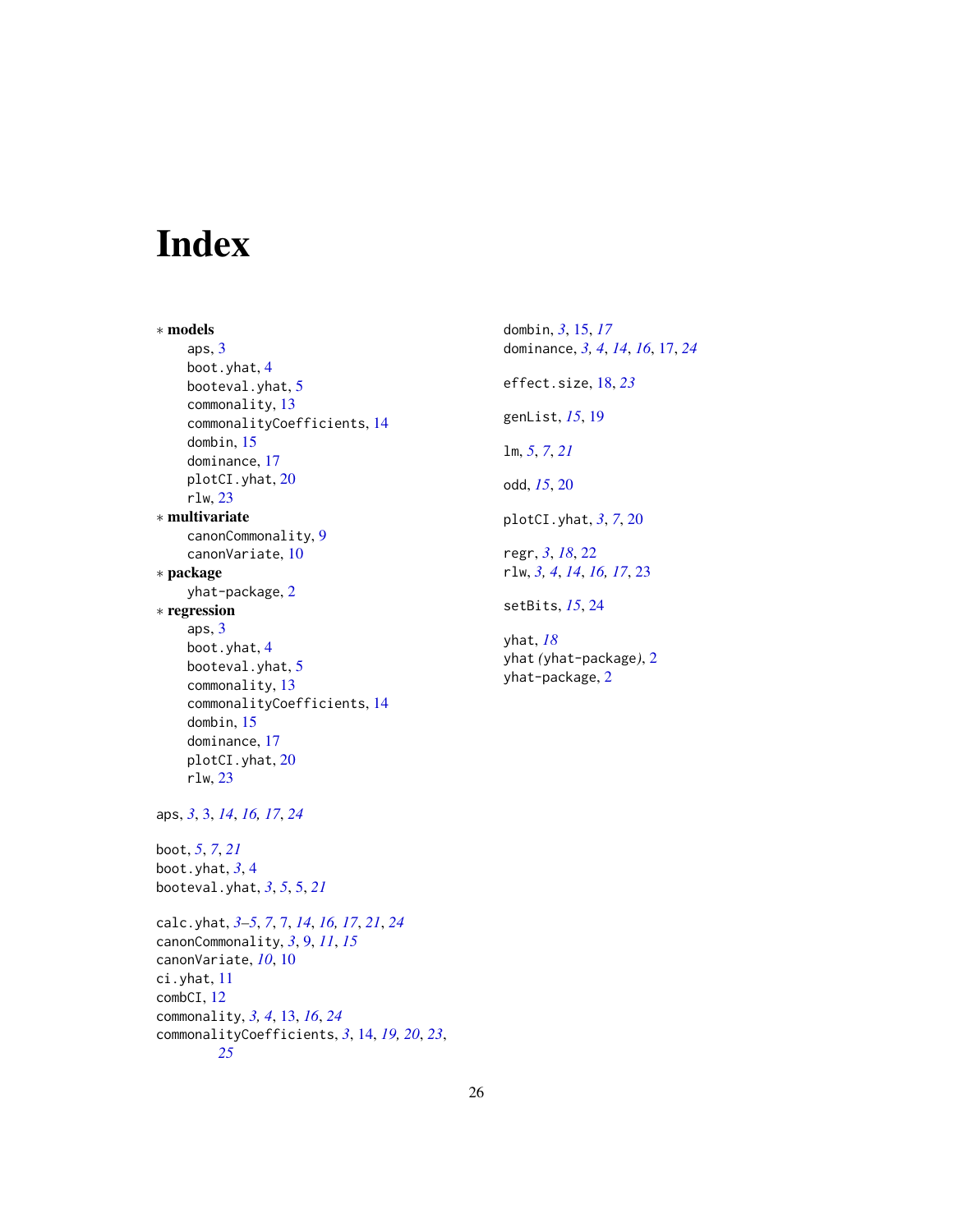# Index

∗ **models**
- aps, 3
- boot.yhat, 4
- booteval.yhat, 5
- commonality, 13
- commonalityCoefficients, 14
- dombin, 15
- dominance, 17
- plotCI.yhat, 20
- rlw, 23

∗ **multivariate**
- canonCommonality, 9
- canonVariate, 10

∗ **package**
- yhat-package, 2

∗ **regression**
- aps, 3
- boot.yhat, 4
- booteval.yhat, 5
- commonality, 13
- commonalityCoefficients, 14
- dombin, 15
- dominance, 17
- plotCI.yhat, 20
- rlw, 23

aps, *3*, 3, *14*, *16, 17*, *24*

boot, *5*, *7*, *21*
boot.yhat, *3*, 4
booteval.yhat, *3*, *5*, 5, *21*

calc.yhat, *3–5*, *7*, 7, *14*, *16, 17*, *21*, *24*
canonCommonality, *3*, 9, *11*, *15*
canonVariate, *10*, 10
ci.yhat, 11
combCI, 12
commonality, *3, 4*, 13, *16*, *24*
commonalityCoefficients, *3*, 14, *19, 20*, *23*, *25*

dombin, *3*, 15, *17*
dominance, *3, 4*, *14*, *16*, 17, *24*

effect.size, 18, *23*

genList, *15*, 19

lm, *5*, *7*, *21*

odd, *15*, 20

plotCI.yhat, *3*, *7*, 20

regr, *3*, *18*, 22
rlw, *3, 4*, *14*, *16, 17*, 23

setBits, *15*, 24

yhat, *18*
yhat *(*yhat-package*)*, 2
yhat-package, 2